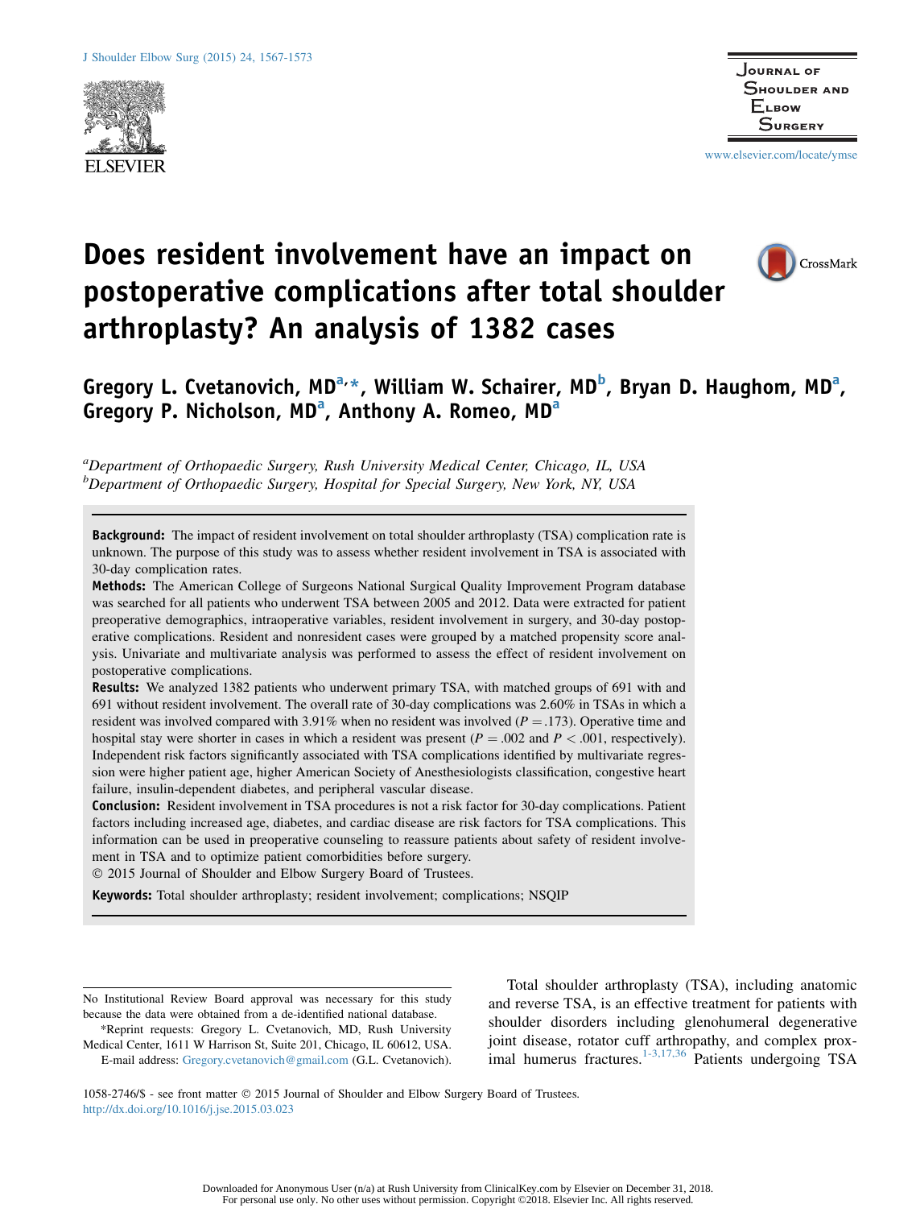# Does resident involvement have an impact on postoperative complications after total shoulder arthroplasty? An analysis of 1382 cases

Gregory L. Cvetanovich, MD[a,*], William W. Schairer, MD[b], Bryan D. Haughom, MD[a], Gregory P. Nicholson, MD[a], Anthony A. Romeo, MD[a]

[a]*Department of Orthopaedic Surgery, Rush University Medical Center, Chicago, IL, USA*
[b]*Department of Orthopaedic Surgery, Hospital for Special Surgery, New York, NY, USA*

**Background:** The impact of resident involvement on total shoulder arthroplasty (TSA) complication rate is unknown. The purpose of this study was to assess whether resident involvement in TSA is associated with 30-day complication rates.

**Methods:** The American College of Surgeons National Surgical Quality Improvement Program database was searched for all patients who underwent TSA between 2005 and 2012. Data were extracted for patient preoperative demographics, intraoperative variables, resident involvement in surgery, and 30-day postoperative complications. Resident and nonresident cases were grouped by a matched propensity score analysis. Univariate and multivariate analysis was performed to assess the effect of resident involvement on postoperative complications.

**Results:** We analyzed 1382 patients who underwent primary TSA, with matched groups of 691 with and 691 without resident involvement. The overall rate of 30-day complications was 2.60% in TSAs in which a resident was involved compared with 3.91% when no resident was involved ($P = .173$). Operative time and hospital stay were shorter in cases in which a resident was present ($P = .002$ and $P < .001$, respectively). Independent risk factors significantly associated with TSA complications identified by multivariate regression were higher patient age, higher American Society of Anesthesiologists classification, congestive heart failure, insulin-dependent diabetes, and peripheral vascular disease.

**Conclusion:** Resident involvement in TSA procedures is not a risk factor for 30-day complications. Patient factors including increased age, diabetes, and cardiac disease are risk factors for TSA complications. This information can be used in preoperative counseling to reassure patients about safety of resident involvement in TSA and to optimize patient comorbidities before surgery.

© 2015 Journal of Shoulder and Elbow Surgery Board of Trustees.

**Keywords:** Total shoulder arthroplasty; resident involvement; complications; NSQIP

No Institutional Review Board approval was necessary for this study because the data were obtained from a de-identified national database.

*Reprint requests: Gregory L. Cvetanovich, MD, Rush University Medical Center, 1611 W Harrison St, Suite 201, Chicago, IL 60612, USA.

E-mail address: Gregory.cvetanovich@gmail.com (G.L. Cvetanovich).

Total shoulder arthroplasty (TSA), including anatomic and reverse TSA, is an effective treatment for patients with shoulder disorders including glenohumeral degenerative joint disease, rotator cuff arthropathy, and complex proximal humerus fractures.[1-3,17,36] Patients undergoing TSA

1058-2746/$ - see front matter © 2015 Journal of Shoulder and Elbow Surgery Board of Trustees.
http://dx.doi.org/10.1016/j.jse.2015.03.023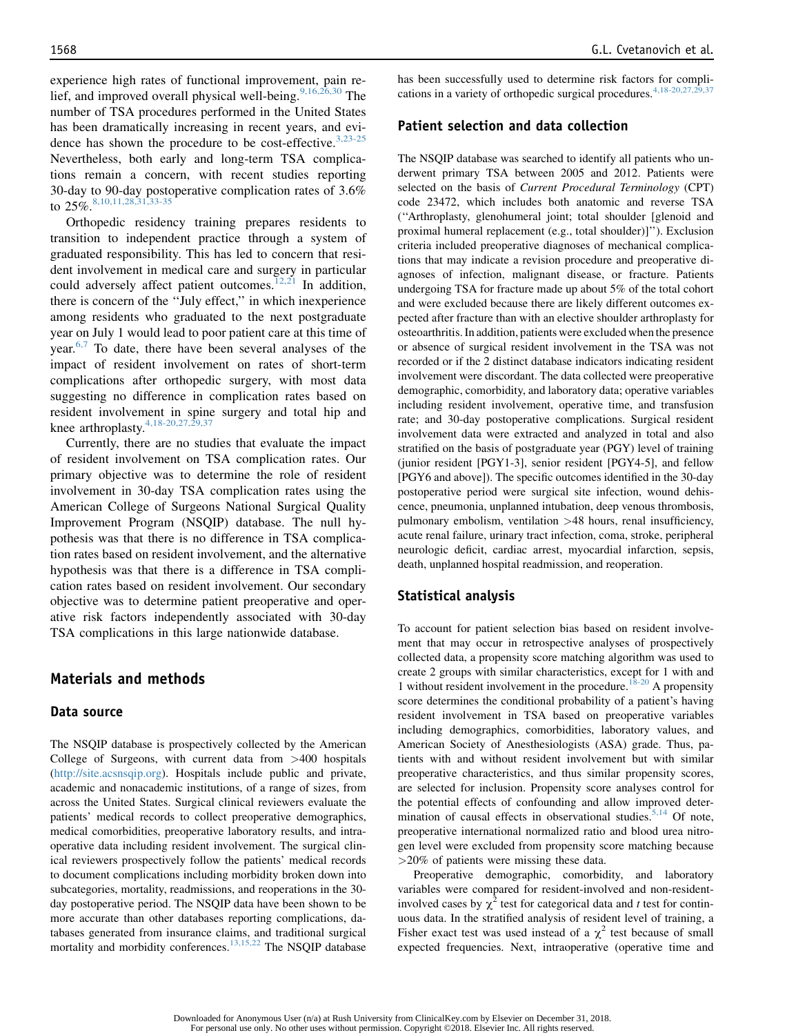experience high rates of functional improvement, pain relief, and improved overall physical well-being.[9,16,26,30] The number of TSA procedures performed in the United States has been dramatically increasing in recent years, and evidence has shown the procedure to be cost-effective.[3,23-25] Nevertheless, both early and long-term TSA complications remain a concern, with recent studies reporting 30-day to 90-day postoperative complication rates of 3.6% to 25%.[8,10,11,28,31,33-35]

Orthopedic residency training prepares residents to transition to independent practice through a system of graduated responsibility. This has led to concern that resident involvement in medical care and surgery in particular could adversely affect patient outcomes.[12,21] In addition, there is concern of the "July effect," in which inexperience among residents who graduated to the next postgraduate year on July 1 would lead to poor patient care at this time of year.[6,7] To date, there have been several analyses of the impact of resident involvement on rates of short-term complications after orthopedic surgery, with most data suggesting no difference in complication rates based on resident involvement in spine surgery and total hip and knee arthroplasty.[4,18-20,27,29,37]

Currently, there are no studies that evaluate the impact of resident involvement on TSA complication rates. Our primary objective was to determine the role of resident involvement in 30-day TSA complication rates using the American College of Surgeons National Surgical Quality Improvement Program (NSQIP) database. The null hypothesis was that there is no difference in TSA complication rates based on resident involvement, and the alternative hypothesis was that there is a difference in TSA complication rates based on resident involvement. Our secondary objective was to determine patient preoperative and operative risk factors independently associated with 30-day TSA complications in this large nationwide database.

## Materials and methods

### Data source

The NSQIP database is prospectively collected by the American College of Surgeons, with current data from >400 hospitals (http://site.acsnsqip.org). Hospitals include public and private, academic and nonacademic institutions, of a range of sizes, from across the United States. Surgical clinical reviewers evaluate the patients' medical records to collect preoperative demographics, medical comorbidities, preoperative laboratory results, and intraoperative data including resident involvement. The surgical clinical reviewers prospectively follow the patients' medical records to document complications including morbidity broken down into subcategories, mortality, readmissions, and reoperations in the 30-day postoperative period. The NSQIP data have been shown to be more accurate than other databases reporting complications, databases generated from insurance claims, and traditional surgical mortality and morbidity conferences.[13,15,22] The NSQIP database has been successfully used to determine risk factors for complications in a variety of orthopedic surgical procedures.[4,18-20,27,29,37]

### Patient selection and data collection

The NSQIP database was searched to identify all patients who underwent primary TSA between 2005 and 2012. Patients were selected on the basis of *Current Procedural Terminology* (CPT) code 23472, which includes both anatomic and reverse TSA ("Arthroplasty, glenohumeral joint; total shoulder [glenoid and proximal humeral replacement (e.g., total shoulder)]"). Exclusion criteria included preoperative diagnoses of mechanical complications that may indicate a revision procedure and preoperative diagnoses of infection, malignant disease, or fracture. Patients undergoing TSA for fracture made up about 5% of the total cohort and were excluded because there are likely different outcomes expected after fracture than with an elective shoulder arthroplasty for osteoarthritis. In addition, patients were excluded when the presence or absence of surgical resident involvement in the TSA was not recorded or if the 2 distinct database indicators indicating resident involvement were discordant. The data collected were preoperative demographic, comorbidity, and laboratory data; operative variables including resident involvement, operative time, and transfusion rate; and 30-day postoperative complications. Surgical resident involvement data were extracted and analyzed in total and also stratified on the basis of postgraduate year (PGY) level of training (junior resident [PGY1-3], senior resident [PGY4-5], and fellow [PGY6 and above]). The specific outcomes identified in the 30-day postoperative period were surgical site infection, wound dehiscence, pneumonia, unplanned intubation, deep venous thrombosis, pulmonary embolism, ventilation >48 hours, renal insufficiency, acute renal failure, urinary tract infection, coma, stroke, peripheral neurologic deficit, cardiac arrest, myocardial infarction, sepsis, death, unplanned hospital readmission, and reoperation.

### Statistical analysis

To account for patient selection bias based on resident involvement that may occur in retrospective analyses of prospectively collected data, a propensity score matching algorithm was used to create 2 groups with similar characteristics, except for 1 with and 1 without resident involvement in the procedure.[18-20] A propensity score determines the conditional probability of a patient's having resident involvement in TSA based on preoperative variables including demographics, comorbidities, laboratory values, and American Society of Anesthesiologists (ASA) grade. Thus, patients with and without resident involvement but with similar preoperative characteristics, and thus similar propensity scores, are selected for inclusion. Propensity score analyses control for the potential effects of confounding and allow improved determination of causal effects in observational studies.[5,14] Of note, preoperative international normalized ratio and blood urea nitrogen level were excluded from propensity score matching because >20% of patients were missing these data.

Preoperative demographic, comorbidity, and laboratory variables were compared for resident-involved and non-resident-involved cases by $\chi^2$ test for categorical data and *t* test for continuous data. In the stratified analysis of resident level of training, a Fisher exact test was used instead of a $\chi^2$ test because of small expected frequencies. Next, intraoperative (operative time and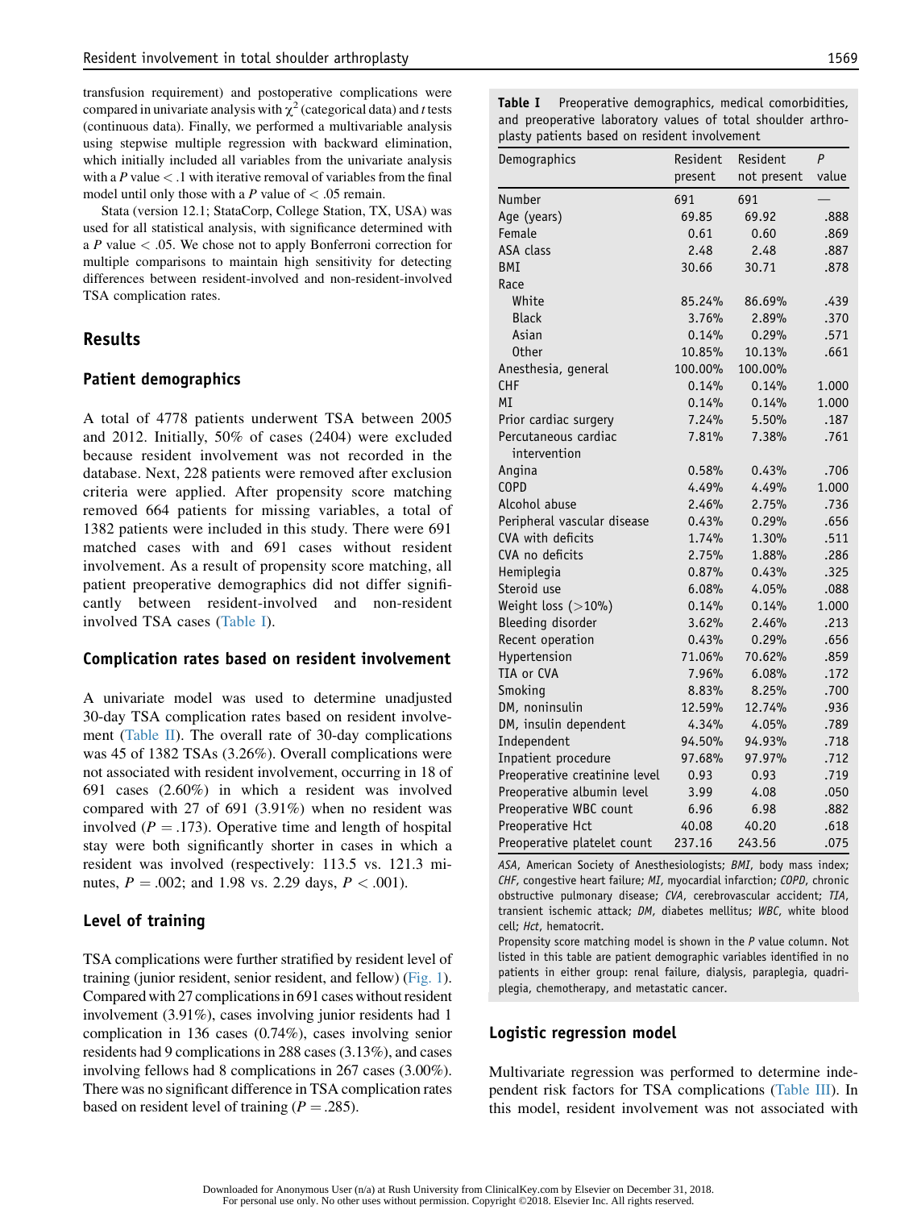transfusion requirement) and postoperative complications were compared in univariate analysis with $\chi^2$ (categorical data) and *t* tests (continuous data). Finally, we performed a multivariable analysis using stepwise multiple regression with backward elimination, which initially included all variables from the univariate analysis with a *P* value < .1 with iterative removal of variables from the final model until only those with a *P* value of < .05 remain.

Stata (version 12.1; StataCorp, College Station, TX, USA) was used for all statistical analysis, with significance determined with a *P* value < .05. We chose not to apply Bonferroni correction for multiple comparisons to maintain high sensitivity for detecting differences between resident-involved and non-resident-involved TSA complication rates.

## Results

### Patient demographics

A total of 4778 patients underwent TSA between 2005 and 2012. Initially, 50% of cases (2404) were excluded because resident involvement was not recorded in the database. Next, 228 patients were removed after exclusion criteria were applied. After propensity score matching removed 664 patients for missing variables, a total of 1382 patients were included in this study. There were 691 matched cases with and 691 cases without resident involvement. As a result of propensity score matching, all patient preoperative demographics did not differ significantly between resident-involved and non-resident involved TSA cases (Table I).

### Complication rates based on resident involvement

A univariate model was used to determine unadjusted 30-day TSA complication rates based on resident involvement (Table II). The overall rate of 30-day complications was 45 of 1382 TSAs (3.26%). Overall complications were not associated with resident involvement, occurring in 18 of 691 cases (2.60%) in which a resident was involved compared with 27 of 691 (3.91%) when no resident was involved (*P* = .173). Operative time and length of hospital stay were both significantly shorter in cases in which a resident was involved (respectively: 113.5 vs. 121.3 minutes, *P* = .002; and 1.98 vs. 2.29 days, *P* < .001).

### Level of training

TSA complications were further stratified by resident level of training (junior resident, senior resident, and fellow) (Fig. 1). Compared with 27 complications in 691 cases without resident involvement (3.91%), cases involving junior residents had 1 complication in 136 cases (0.74%), cases involving senior residents had 9 complications in 288 cases (3.13%), and cases involving fellows had 8 complications in 267 cases (3.00%). There was no significant difference in TSA complication rates based on resident level of training (*P* = .285).

**Table I** Preoperative demographics, medical comorbidities, and preoperative laboratory values of total shoulder arthroplasty patients based on resident involvement

| Demographics | Resident present | Resident not present | *P* value |
|---|---|---|---|
| Number | 691 | 691 | — |
| Age (years) | 69.85 | 69.92 | .888 |
| Female | 0.61 | 0.60 | .869 |
| ASA class | 2.48 | 2.48 | .887 |
| BMI | 30.66 | 30.71 | .878 |
| Race | | | |
| White | 85.24% | 86.69% | .439 |
| Black | 3.76% | 2.89% | .370 |
| Asian | 0.14% | 0.29% | .571 |
| Other | 10.85% | 10.13% | .661 |
| Anesthesia, general | 100.00% | 100.00% | |
| CHF | 0.14% | 0.14% | 1.000 |
| MI | 0.14% | 0.14% | 1.000 |
| Prior cardiac surgery | 7.24% | 5.50% | .187 |
| Percutaneous cardiac intervention | 7.81% | 7.38% | .761 |
| Angina | 0.58% | 0.43% | .706 |
| COPD | 4.49% | 4.49% | 1.000 |
| Alcohol abuse | 2.46% | 2.75% | .736 |
| Peripheral vascular disease | 0.43% | 0.29% | .656 |
| CVA with deficits | 1.74% | 1.30% | .511 |
| CVA no deficits | 2.75% | 1.88% | .286 |
| Hemiplegia | 0.87% | 0.43% | .325 |
| Steroid use | 6.08% | 4.05% | .088 |
| Weight loss (>10%) | 0.14% | 0.14% | 1.000 |
| Bleeding disorder | 3.62% | 2.46% | .213 |
| Recent operation | 0.43% | 0.29% | .656 |
| Hypertension | 71.06% | 70.62% | .859 |
| TIA or CVA | 7.96% | 6.08% | .172 |
| Smoking | 8.83% | 8.25% | .700 |
| DM, noninsulin | 12.59% | 12.74% | .936 |
| DM, insulin dependent | 4.34% | 4.05% | .789 |
| Independent | 94.50% | 94.93% | .718 |
| Inpatient procedure | 97.68% | 97.97% | .712 |
| Preoperative creatinine level | 0.93 | 0.93 | .719 |
| Preoperative albumin level | 3.99 | 4.08 | .050 |
| Preoperative WBC count | 6.96 | 6.98 | .882 |
| Preoperative Hct | 40.08 | 40.20 | .618 |
| Preoperative platelet count | 237.16 | 243.56 | .075 |

*ASA*, American Society of Anesthesiologists; *BMI*, body mass index; *CHF*, congestive heart failure; *MI*, myocardial infarction; *COPD*, chronic obstructive pulmonary disease; *CVA*, cerebrovascular accident; *TIA*, transient ischemic attack; *DM*, diabetes mellitus; *WBC*, white blood cell; *Hct*, hematocrit.

Propensity score matching model is shown in the *P* value column. Not listed in this table are patient demographic variables identified in no patients in either group: renal failure, dialysis, paraplegia, quadriplegia, chemotherapy, and metastatic cancer.

### Logistic regression model

Multivariate regression was performed to determine independent risk factors for TSA complications (Table III). In this model, resident involvement was not associated with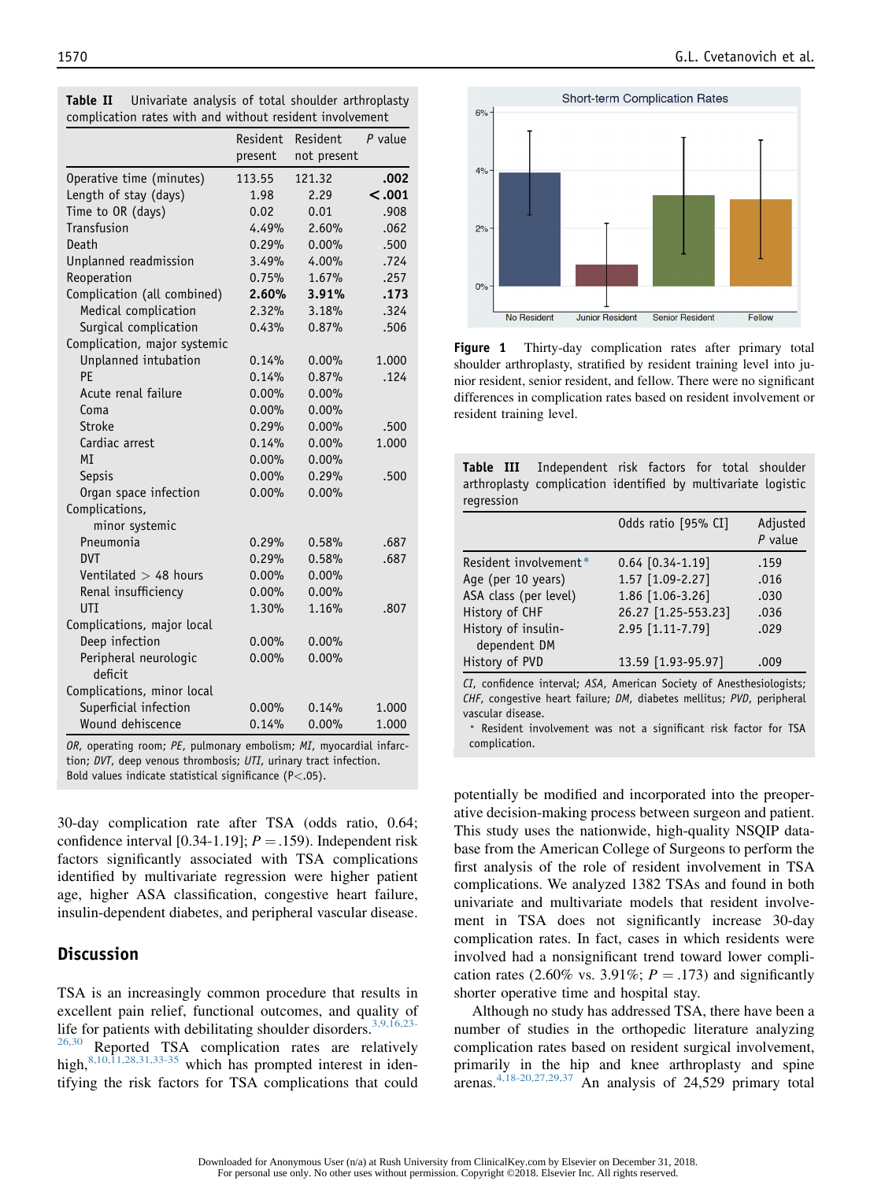**Table II** Univariate analysis of total shoulder arthroplasty complication rates with and without resident involvement

| | Resident present | Resident not present | *P* value |
|---|---|---|---|
| Operative time (minutes) | 113.55 | 121.32 | **.002** |
| Length of stay (days) | 1.98 | 2.29 | **<.001** |
| Time to OR (days) | 0.02 | 0.01 | .908 |
| Transfusion | 4.49% | 2.60% | .062 |
| Death | 0.29% | 0.00% | .500 |
| Unplanned readmission | 3.49% | 4.00% | .724 |
| Reoperation | 0.75% | 1.67% | .257 |
| Complication (all combined) | **2.60%** | **3.91%** | **.173** |
| Medical complication | 2.32% | 3.18% | .324 |
| Surgical complication | 0.43% | 0.87% | .506 |
| Complication, major systemic | | | |
| Unplanned intubation | 0.14% | 0.00% | 1.000 |
| PE | 0.14% | 0.87% | .124 |
| Acute renal failure | 0.00% | 0.00% | |
| Coma | 0.00% | 0.00% | |
| Stroke | 0.29% | 0.00% | .500 |
| Cardiac arrest | 0.14% | 0.00% | 1.000 |
| MI | 0.00% | 0.00% | |
| Sepsis | 0.00% | 0.29% | .500 |
| Organ space infection | 0.00% | 0.00% | |
| Complications, minor systemic | | | |
| Pneumonia | 0.29% | 0.58% | .687 |
| DVT | 0.29% | 0.58% | .687 |
| Ventilated > 48 hours | 0.00% | 0.00% | |
| Renal insufficiency | 0.00% | 0.00% | |
| UTI | 1.30% | 1.16% | .807 |
| Complications, major local | | | |
| Deep infection | 0.00% | 0.00% | |
| Peripheral neurologic deficit | 0.00% | 0.00% | |
| Complications, minor local | | | |
| Superficial infection | 0.00% | 0.14% | 1.000 |
| Wound dehiscence | 0.14% | 0.00% | 1.000 |

*OR*, operating room; *PE*, pulmonary embolism; *MI*, myocardial infarction; *DVT*, deep venous thrombosis; *UTI*, urinary tract infection.
Bold values indicate statistical significance ($P<.05$).

30-day complication rate after TSA (odds ratio, 0.64; confidence interval [0.34-1.19]; $P = .159$). Independent risk factors significantly associated with TSA complications identified by multivariate regression were higher patient age, higher ASA classification, congestive heart failure, insulin-dependent diabetes, and peripheral vascular disease.

**Figure 1** Thirty-day complication rates after primary total shoulder arthroplasty, stratified by resident training level into junior resident, senior resident, and fellow. There were no significant differences in complication rates based on resident involvement or resident training level.

**Table III** Independent risk factors for total shoulder arthroplasty complication identified by multivariate logistic regression

| | Odds ratio [95% CI] | Adjusted *P* value |
|---|---|---|
| Resident involvement* | 0.64 [0.34-1.19] | .159 |
| Age (per 10 years) | 1.57 [1.09-2.27] | .016 |
| ASA class (per level) | 1.86 [1.06-3.26] | .030 |
| History of CHF | 26.27 [1.25-553.23] | .036 |
| History of insulin-dependent DM | 2.95 [1.11-7.79] | .029 |
| History of PVD | 13.59 [1.93-95.97] | .009 |

*CI*, confidence interval; *ASA*, American Society of Anesthesiologists; *CHF*, congestive heart failure; *DM*, diabetes mellitus; *PVD*, peripheral vascular disease.
\* Resident involvement was not a significant risk factor for TSA complication.

## Discussion

TSA is an increasingly common procedure that results in excellent pain relief, functional outcomes, and quality of life for patients with debilitating shoulder disorders.[3,9,16,23-26,30] Reported TSA complication rates are relatively high,[8,10,11,28,31,33-35] which has prompted interest in identifying the risk factors for TSA complications that could potentially be modified and incorporated into the preoperative decision-making process between surgeon and patient. This study uses the nationwide, high-quality NSQIP database from the American College of Surgeons to perform the first analysis of the role of resident involvement in TSA complications. We analyzed 1382 TSAs and found in both univariate and multivariate models that resident involvement in TSA does not significantly increase 30-day complication rates. In fact, cases in which residents were involved had a nonsignificant trend toward lower complication rates (2.60% vs. 3.91%; $P = .173$) and significantly shorter operative time and hospital stay.

Although no study has addressed TSA, there have been a number of studies in the orthopedic literature analyzing complication rates based on resident surgical involvement, primarily in the hip and knee arthroplasty and spine arenas.[4,18-20,27,29,37] An analysis of 24,529 primary total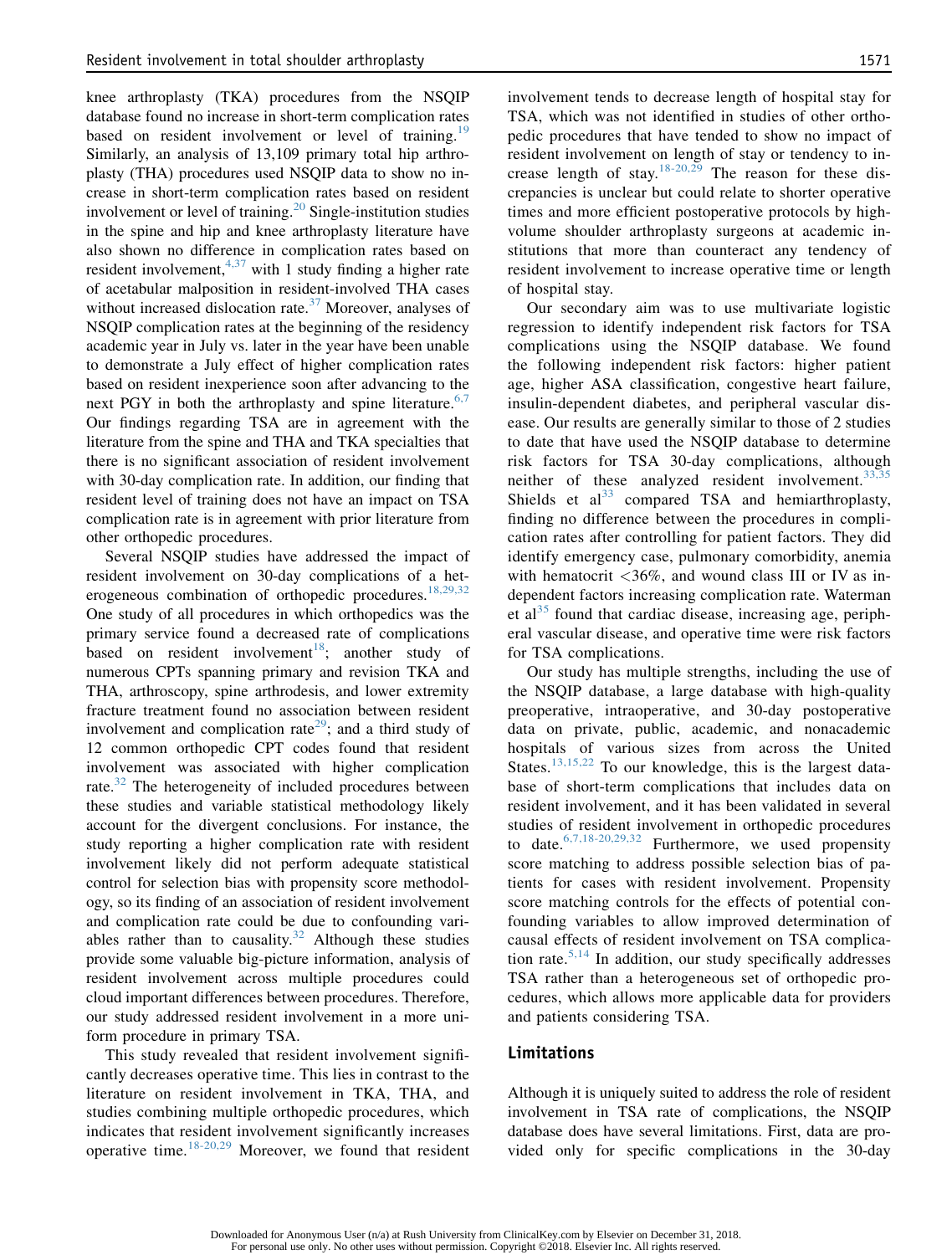knee arthroplasty (TKA) procedures from the NSQIP database found no increase in short-term complication rates based on resident involvement or level of training.[19] Similarly, an analysis of 13,109 primary total hip arthroplasty (THA) procedures used NSQIP data to show no increase in short-term complication rates based on resident involvement or level of training.[20] Single-institution studies in the spine and hip and knee arthroplasty literature have also shown no difference in complication rates based on resident involvement,[4,37] with 1 study finding a higher rate of acetabular malposition in resident-involved THA cases without increased dislocation rate.[37] Moreover, analyses of NSQIP complication rates at the beginning of the residency academic year in July vs. later in the year have been unable to demonstrate a July effect of higher complication rates based on resident inexperience soon after advancing to the next PGY in both the arthroplasty and spine literature.[6,7] Our findings regarding TSA are in agreement with the literature from the spine and THA and TKA specialties that there is no significant association of resident involvement with 30-day complication rate. In addition, our finding that resident level of training does not have an impact on TSA complication rate is in agreement with prior literature from other orthopedic procedures.

Several NSQIP studies have addressed the impact of resident involvement on 30-day complications of a heterogeneous combination of orthopedic procedures.[18,29,32] One study of all procedures in which orthopedics was the primary service found a decreased rate of complications based on resident involvement[18]; another study of numerous CPTs spanning primary and revision TKA and THA, arthroscopy, spine arthrodesis, and lower extremity fracture treatment found no association between resident involvement and complication rate[29]; and a third study of 12 common orthopedic CPT codes found that resident involvement was associated with higher complication rate.[32] The heterogeneity of included procedures between these studies and variable statistical methodology likely account for the divergent conclusions. For instance, the study reporting a higher complication rate with resident involvement likely did not perform adequate statistical control for selection bias with propensity score methodology, so its finding of an association of resident involvement and complication rate could be due to confounding variables rather than to causality.[32] Although these studies provide some valuable big-picture information, analysis of resident involvement across multiple procedures could cloud important differences between procedures. Therefore, our study addressed resident involvement in a more uniform procedure in primary TSA.

This study revealed that resident involvement significantly decreases operative time. This lies in contrast to the literature on resident involvement in TKA, THA, and studies combining multiple orthopedic procedures, which indicates that resident involvement significantly increases operative time.[18-20,29] Moreover, we found that resident involvement tends to decrease length of hospital stay for TSA, which was not identified in studies of other orthopedic procedures that have tended to show no impact of resident involvement on length of stay or tendency to increase length of stay.[18-20,29] The reason for these discrepancies is unclear but could relate to shorter operative times and more efficient postoperative protocols by high-volume shoulder arthroplasty surgeons at academic institutions that more than counteract any tendency of resident involvement to increase operative time or length of hospital stay.

Our secondary aim was to use multivariate logistic regression to identify independent risk factors for TSA complications using the NSQIP database. We found the following independent risk factors: higher patient age, higher ASA classification, congestive heart failure, insulin-dependent diabetes, and peripheral vascular disease. Our results are generally similar to those of 2 studies to date that have used the NSQIP database to determine risk factors for TSA 30-day complications, although neither of these analyzed resident involvement.[33,35] Shields et al[33] compared TSA and hemiarthroplasty, finding no difference between the procedures in complication rates after controlling for patient factors. They did identify emergency case, pulmonary comorbidity, anemia with hematocrit <36%, and wound class III or IV as independent factors increasing complication rate. Waterman et al[35] found that cardiac disease, increasing age, peripheral vascular disease, and operative time were risk factors for TSA complications.

Our study has multiple strengths, including the use of the NSQIP database, a large database with high-quality preoperative, intraoperative, and 30-day postoperative data on private, public, academic, and nonacademic hospitals of various sizes from across the United States.[13,15,22] To our knowledge, this is the largest database of short-term complications that includes data on resident involvement, and it has been validated in several studies of resident involvement in orthopedic procedures to date.[6,7,18-20,29,32] Furthermore, we used propensity score matching to address possible selection bias of patients for cases with resident involvement. Propensity score matching controls for the effects of potential confounding variables to allow improved determination of causal effects of resident involvement on TSA complication rate.[5,14] In addition, our study specifically addresses TSA rather than a heterogeneous set of orthopedic procedures, which allows more applicable data for providers and patients considering TSA.

## Limitations

Although it is uniquely suited to address the role of resident involvement in TSA rate of complications, the NSQIP database does have several limitations. First, data are provided only for specific complications in the 30-day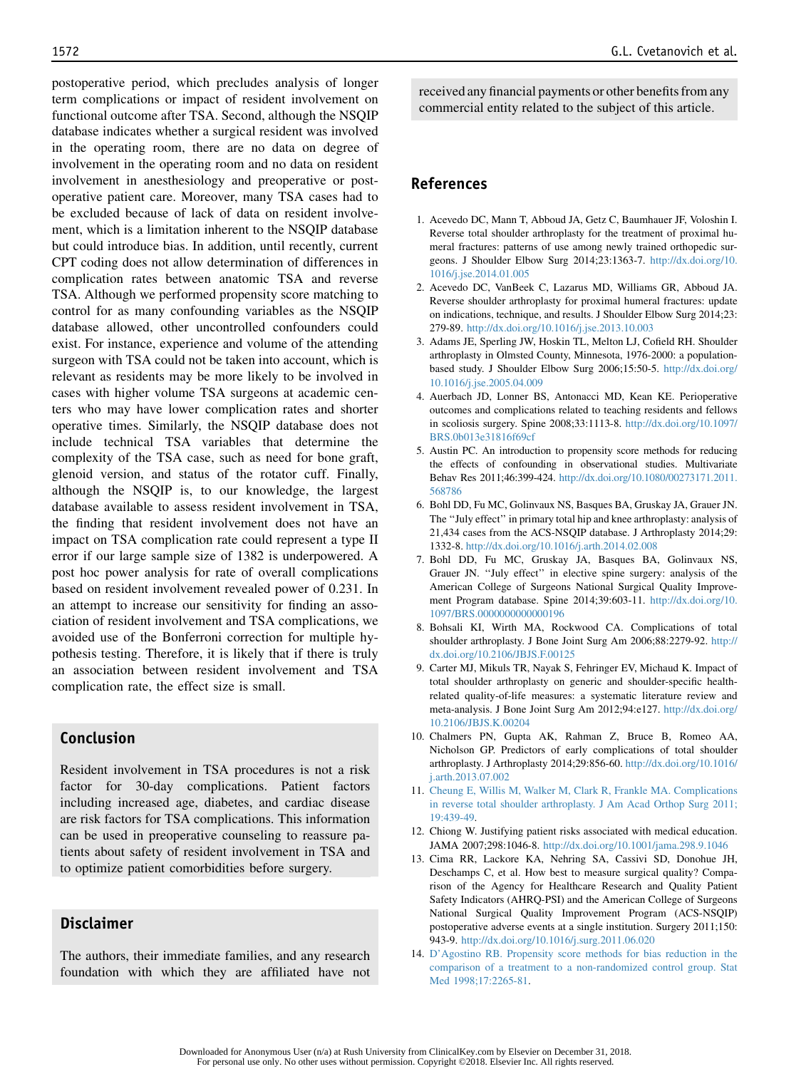postoperative period, which precludes analysis of longer term complications or impact of resident involvement on functional outcome after TSA. Second, although the NSQIP database indicates whether a surgical resident was involved in the operating room, there are no data on degree of involvement in the operating room and no data on resident involvement in anesthesiology and preoperative or postoperative patient care. Moreover, many TSA cases had to be excluded because of lack of data on resident involvement, which is a limitation inherent to the NSQIP database but could introduce bias. In addition, until recently, current CPT coding does not allow determination of differences in complication rates between anatomic TSA and reverse TSA. Although we performed propensity score matching to control for as many confounding variables as the NSQIP database allowed, other uncontrolled confounders could exist. For instance, experience and volume of the attending surgeon with TSA could not be taken into account, which is relevant as residents may be more likely to be involved in cases with higher volume TSA surgeons at academic centers who may have lower complication rates and shorter operative times. Similarly, the NSQIP database does not include technical TSA variables that determine the complexity of the TSA case, such as need for bone graft, glenoid version, and status of the rotator cuff. Finally, although the NSQIP is, to our knowledge, the largest database available to assess resident involvement in TSA, the finding that resident involvement does not have an impact on TSA complication rate could represent a type II error if our large sample size of 1382 is underpowered. A post hoc power analysis for rate of overall complications based on resident involvement revealed power of 0.231. In an attempt to increase our sensitivity for finding an association of resident involvement and TSA complications, we avoided use of the Bonferroni correction for multiple hypothesis testing. Therefore, it is likely that if there is truly an association between resident involvement and TSA complication rate, the effect size is small.

## Conclusion

Resident involvement in TSA procedures is not a risk factor for 30-day complications. Patient factors including increased age, diabetes, and cardiac disease are risk factors for TSA complications. This information can be used in preoperative counseling to reassure patients about safety of resident involvement in TSA and to optimize patient comorbidities before surgery.

## Disclaimer

The authors, their immediate families, and any research foundation with which they are affiliated have not received any financial payments or other benefits from any commercial entity related to the subject of this article.

## References

1. Acevedo DC, Mann T, Abboud JA, Getz C, Baumhauer JF, Voloshin I. Reverse total shoulder arthroplasty for the treatment of proximal humeral fractures: patterns of use among newly trained orthopedic surgeons. J Shoulder Elbow Surg 2014;23:1363-7. http://dx.doi.org/10.1016/j.jse.2014.01.005
2. Acevedo DC, VanBeek C, Lazarus MD, Williams GR, Abboud JA. Reverse shoulder arthroplasty for proximal humeral fractures: update on indications, technique, and results. J Shoulder Elbow Surg 2014;23:279-89. http://dx.doi.org/10.1016/j.jse.2013.10.003
3. Adams JE, Sperling JW, Hoskin TL, Melton LJ, Cofield RH. Shoulder arthroplasty in Olmsted County, Minnesota, 1976-2000: a population-based study. J Shoulder Elbow Surg 2006;15:50-5. http://dx.doi.org/10.1016/j.jse.2005.04.009
4. Auerbach JD, Lonner BS, Antonacci MD, Kean KE. Perioperative outcomes and complications related to teaching residents and fellows in scoliosis surgery. Spine 2008;33:1113-8. http://dx.doi.org/10.1097/BRS.0b013e31816f69cf
5. Austin PC. An introduction to propensity score methods for reducing the effects of confounding in observational studies. Multivariate Behav Res 2011;46:399-424. http://dx.doi.org/10.1080/00273171.2011.568786
6. Bohl DD, Fu MC, Golinvaux NS, Basques BA, Gruskay JA, Grauer JN. The "July effect" in primary total hip and knee arthroplasty: analysis of 21,434 cases from the ACS-NSQIP database. J Arthroplasty 2014;29:1332-8. http://dx.doi.org/10.1016/j.arth.2014.02.008
7. Bohl DD, Fu MC, Gruskay JA, Basques BA, Golinvaux NS, Grauer JN. "July effect" in elective spine surgery: analysis of the American College of Surgeons National Surgical Quality Improvement Program database. Spine 2014;39:603-11. http://dx.doi.org/10.1097/BRS.0000000000000196
8. Bohsali KI, Wirth MA, Rockwood CA. Complications of total shoulder arthroplasty. J Bone Joint Surg Am 2006;88:2279-92. http://dx.doi.org/10.2106/JBJS.F.00125
9. Carter MJ, Mikuls TR, Nayak S, Fehringer EV, Michaud K. Impact of total shoulder arthroplasty on generic and shoulder-specific health-related quality-of-life measures: a systematic literature review and meta-analysis. J Bone Joint Surg Am 2012;94:e127. http://dx.doi.org/10.2106/JBJS.K.00204
10. Chalmers PN, Gupta AK, Rahman Z, Bruce B, Romeo AA, Nicholson GP. Predictors of early complications of total shoulder arthroplasty. J Arthroplasty 2014;29:856-60. http://dx.doi.org/10.1016/j.arth.2013.07.002
11. Cheung E, Willis M, Walker M, Clark R, Frankle MA. Complications in reverse total shoulder arthroplasty. J Am Acad Orthop Surg 2011;19:439-49.
12. Chiong W. Justifying patient risks associated with medical education. JAMA 2007;298:1046-8. http://dx.doi.org/10.1001/jama.298.9.1046
13. Cima RR, Lackore KA, Nehring SA, Cassivi SD, Donohue JH, Deschamps C, et al. How best to measure surgical quality? Comparison of the Agency for Healthcare Research and Quality Patient Safety Indicators (AHRQ-PSI) and the American College of Surgeons National Surgical Quality Improvement Program (ACS-NSQIP) postoperative adverse events at a single institution. Surgery 2011;150:943-9. http://dx.doi.org/10.1016/j.surg.2011.06.020
14. D'Agostino RB. Propensity score methods for bias reduction in the comparison of a treatment to a non-randomized control group. Stat Med 1998;17:2265-81.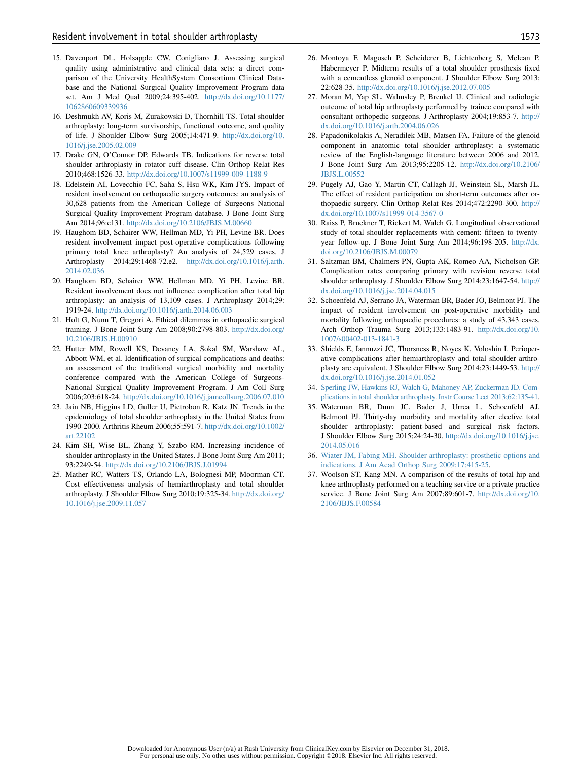15. Davenport DL, Holsapple CW, Conigliaro J. Assessing surgical quality using administrative and clinical data sets: a direct comparison of the University HealthSystem Consortium Clinical Database and the National Surgical Quality Improvement Program data set. Am J Med Qual 2009;24:395-402. http://dx.doi.org/10.1177/1062860609339936
16. Deshmukh AV, Koris M, Zurakowski D, Thornhill TS. Total shoulder arthroplasty: long-term survivorship, functional outcome, and quality of life. J Shoulder Elbow Surg 2005;14:471-9. http://dx.doi.org/10.1016/j.jse.2005.02.009
17. Drake GN, O'Connor DP, Edwards TB. Indications for reverse total shoulder arthroplasty in rotator cuff disease. Clin Orthop Relat Res 2010;468:1526-33. http://dx.doi.org/10.1007/s11999-009-1188-9
18. Edelstein AI, Lovecchio FC, Saha S, Hsu WK, Kim JYS. Impact of resident involvement on orthopaedic surgery outcomes: an analysis of 30,628 patients from the American College of Surgeons National Surgical Quality Improvement Program database. J Bone Joint Surg Am 2014;96:e131. http://dx.doi.org/10.2106/JBJS.M.00660
19. Haughom BD, Schairer WW, Hellman MD, Yi PH, Levine BR. Does resident involvement impact post-operative complications following primary total knee arthroplasty? An analysis of 24,529 cases. J Arthroplasty 2014;29:1468-72.e2. http://dx.doi.org/10.1016/j.arth.2014.02.036
20. Haughom BD, Schairer WW, Hellman MD, Yi PH, Levine BR. Resident involvement does not influence complication after total hip arthroplasty: an analysis of 13,109 cases. J Arthroplasty 2014;29:1919-24. http://dx.doi.org/10.1016/j.arth.2014.06.003
21. Holt G, Nunn T, Gregori A. Ethical dilemmas in orthopaedic surgical training. J Bone Joint Surg Am 2008;90:2798-803. http://dx.doi.org/10.2106/JBJS.H.00910
22. Hutter MM, Rowell KS, Devaney LA, Sokal SM, Warshaw AL, Abbott WM, et al. Identification of surgical complications and deaths: an assessment of the traditional surgical morbidity and mortality conference compared with the American College of Surgeons-National Surgical Quality Improvement Program. J Am Coll Surg 2006;203:618-24. http://dx.doi.org/10.1016/j.jamcollsurg.2006.07.010
23. Jain NB, Higgins LD, Guller U, Pietrobon R, Katz JN. Trends in the epidemiology of total shoulder arthroplasty in the United States from 1990-2000. Arthritis Rheum 2006;55:591-7. http://dx.doi.org/10.1002/art.22102
24. Kim SH, Wise BL, Zhang Y, Szabo RM. Increasing incidence of shoulder arthroplasty in the United States. J Bone Joint Surg Am 2011;93:2249-54. http://dx.doi.org/10.2106/JBJS.J.01994
25. Mather RC, Watters TS, Orlando LA, Bolognesi MP, Moorman CT. Cost effectiveness analysis of hemiarthroplasty and total shoulder arthroplasty. J Shoulder Elbow Surg 2010;19:325-34. http://dx.doi.org/10.1016/j.jse.2009.11.057
26. Montoya F, Magosch P, Scheiderer B, Lichtenberg S, Melean P, Habermeyer P. Midterm results of a total shoulder prosthesis fixed with a cementless glenoid component. J Shoulder Elbow Surg 2013;22:628-35. http://dx.doi.org/10.1016/j.jse.2012.07.005
27. Moran M, Yap SL, Walmsley P, Brenkel IJ. Clinical and radiologic outcome of total hip arthroplasty performed by trainee compared with consultant orthopedic surgeons. J Arthroplasty 2004;19:853-7. http://dx.doi.org/10.1016/j.arth.2004.06.026
28. Papadonikolakis A, Neradilek MB, Matsen FA. Failure of the glenoid component in anatomic total shoulder arthroplasty: a systematic review of the English-language literature between 2006 and 2012. J Bone Joint Surg Am 2013;95:2205-12. http://dx.doi.org/10.2106/JBJS.L.00552
29. Pugely AJ, Gao Y, Martin CT, Callagh JJ, Weinstein SL, Marsh JL. The effect of resident participation on short-term outcomes after orthopaedic surgery. Clin Orthop Relat Res 2014;472:2290-300. http://dx.doi.org/10.1007/s11999-014-3567-0
30. Raiss P, Bruckner T, Rickert M, Walch G. Longitudinal observational study of total shoulder replacements with cement: fifteen to twenty-year follow-up. J Bone Joint Surg Am 2014;96:198-205. http://dx.doi.org/10.2106/JBJS.M.00079
31. Saltzman BM, Chalmers PN, Gupta AK, Romeo AA, Nicholson GP. Complication rates comparing primary with revision reverse total shoulder arthroplasty. J Shoulder Elbow Surg 2014;23:1647-54. http://dx.doi.org/10.1016/j.jse.2014.04.015
32. Schoenfeld AJ, Serrano JA, Waterman BR, Bader JO, Belmont PJ. The impact of resident involvement on post-operative morbidity and mortality following orthopaedic procedures: a study of 43,343 cases. Arch Orthop Trauma Surg 2013;133:1483-91. http://dx.doi.org/10.1007/s00402-013-1841-3
33. Shields E, Iannuzzi JC, Thorsness R, Noyes K, Voloshin I. Perioperative complications after hemiarthroplasty and total shoulder arthroplasty are equivalent. J Shoulder Elbow Surg 2014;23:1449-53. http://dx.doi.org/10.1016/j.jse.2014.01.052
34. Sperling JW, Hawkins RJ, Walch G, Mahoney AP, Zuckerman JD. Complications in total shoulder arthroplasty. Instr Course Lect 2013;62:135-41.
35. Waterman BR, Dunn JC, Bader J, Urrea L, Schoenfeld AJ, Belmont PJ. Thirty-day morbidity and mortality after elective total shoulder arthroplasty: patient-based and surgical risk factors. J Shoulder Elbow Surg 2015;24:24-30. http://dx.doi.org/10.1016/j.jse.2014.05.016
36. Wiater JM, Fabing MH. Shoulder arthroplasty: prosthetic options and indications. J Am Acad Orthop Surg 2009;17:415-25.
37. Woolson ST, Kang MN. A comparison of the results of total hip and knee arthroplasty performed on a teaching service or a private practice service. J Bone Joint Surg Am 2007;89:601-7. http://dx.doi.org/10.2106/JBJS.F.00584